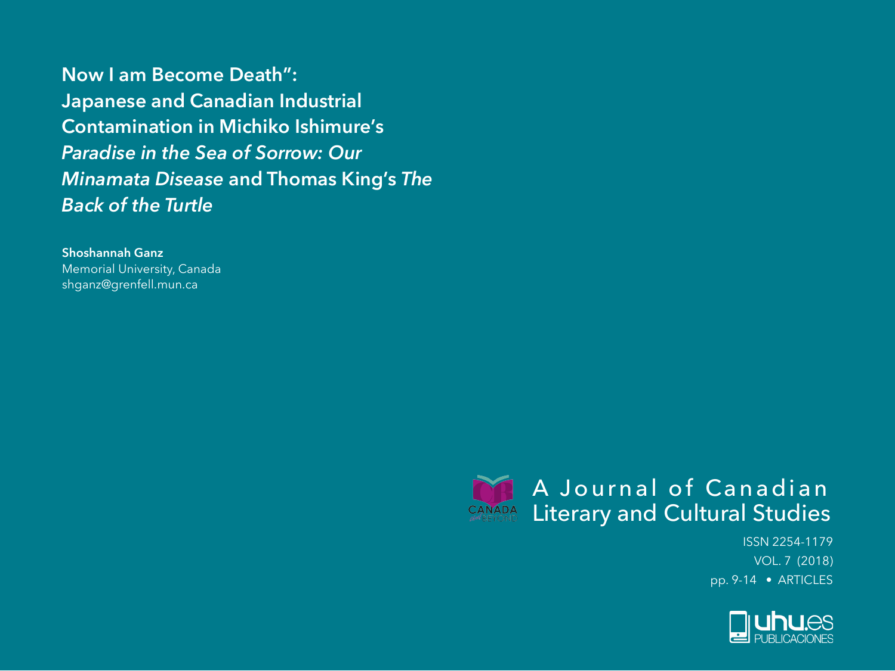# Now I am Become Death": Japanese and Canadian Industrial Contamination in Michiko Ishimure's *Paradise in the Sea of Sorrow: Our Minamata Disease* and Thomas King's *The Back of the Turtle*

**Shoshannah Ganz**
Memorial University, Canada
shganz@grenfell.mun.ca

A Journal of Canadian Literary and Cultural Studies

ISSN 2254-1179
VOL. 7 (2018)
pp. 9-14 • ARTICLES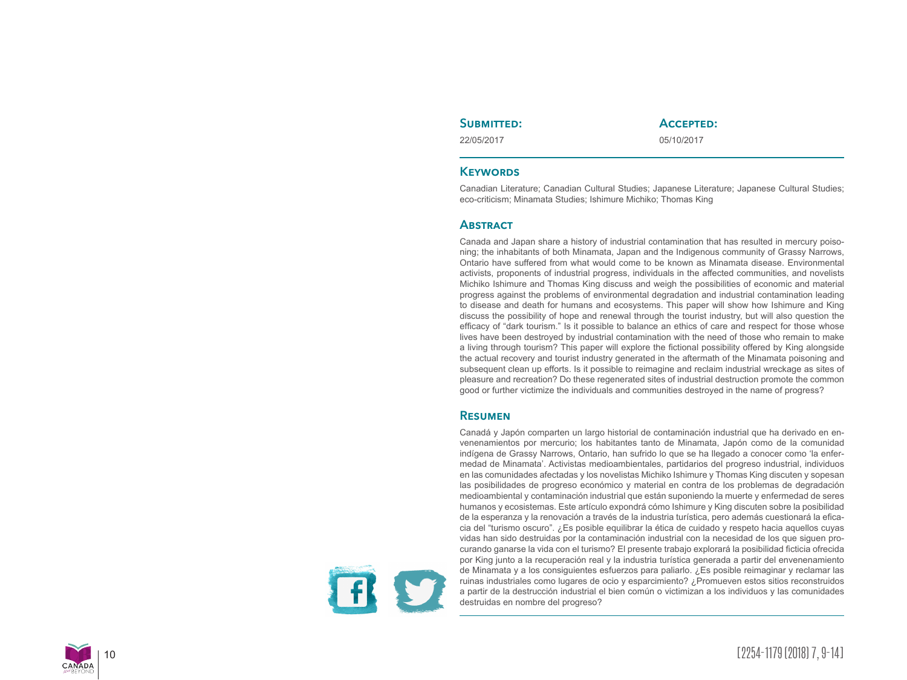**Submitted:** 22/05/2017

**Accepted:** 05/10/2017

## Keywords

Canadian Literature; Canadian Cultural Studies; Japanese Literature; Japanese Cultural Studies; eco-criticism; Minamata Studies; Ishimure Michiko; Thomas King

## Abstract

Canada and Japan share a history of industrial contamination that has resulted in mercury poisoning; the inhabitants of both Minamata, Japan and the Indigenous community of Grassy Narrows, Ontario have suffered from what would come to be known as Minamata disease. Environmental activists, proponents of industrial progress, individuals in the affected communities, and novelists Michiko Ishimure and Thomas King discuss and weigh the possibilities of economic and material progress against the problems of environmental degradation and industrial contamination leading to disease and death for humans and ecosystems. This paper will show how Ishimure and King discuss the possibility of hope and renewal through the tourist industry, but will also question the efficacy of "dark tourism." Is it possible to balance an ethics of care and respect for those whose lives have been destroyed by industrial contamination with the need of those who remain to make a living through tourism? This paper will explore the fictional possibility offered by King alongside the actual recovery and tourist industry generated in the aftermath of the Minamata poisoning and subsequent clean up efforts. Is it possible to reimagine and reclaim industrial wreckage as sites of pleasure and recreation? Do these regenerated sites of industrial destruction promote the common good or further victimize the individuals and communities destroyed in the name of progress?

## Resumen

Canadá y Japón comparten un largo historial de contaminación industrial que ha derivado en envenenamientos por mercurio; los habitantes tanto de Minamata, Japón como de la comunidad indígena de Grassy Narrows, Ontario, han sufrido lo que se ha llegado a conocer como 'la enfermedad de Minamata'. Activistas medioambientales, partidarios del progreso industrial, individuos en las comunidades afectadas y los novelistas Michiko Ishimure y Thomas King discuten y sopesan las posibilidades de progreso económico y material en contra de los problemas de degradación medioambiental y contaminación industrial que están suponiendo la muerte y enfermedad de seres humanos y ecosistemas. Este artículo expondrá cómo Ishimure y King discuten sobre la posibilidad de la esperanza y la renovación a través de la industria turística, pero además cuestionará la eficacia del "turismo oscuro". ¿Es posible equilibrar la ética de cuidado y respeto hacia aquellos cuyas vidas han sido destruidas por la contaminación industrial con la necesidad de los que siguen procurando ganarse la vida con el turismo? El presente trabajo explorará la posibilidad ficticia ofrecida por King junto a la recuperación real y la industria turística generada a partir del envenenamiento de Minamata y a los consiguientes esfuerzos para paliarlo. ¿Es posible reimaginar y reclamar las ruinas industriales como lugares de ocio y esparcimiento? ¿Promueven estos sitios reconstruidos a partir de la destrucción industrial el bien común o victimizan a los individuos y las comunidades destruidas en nombre del progreso?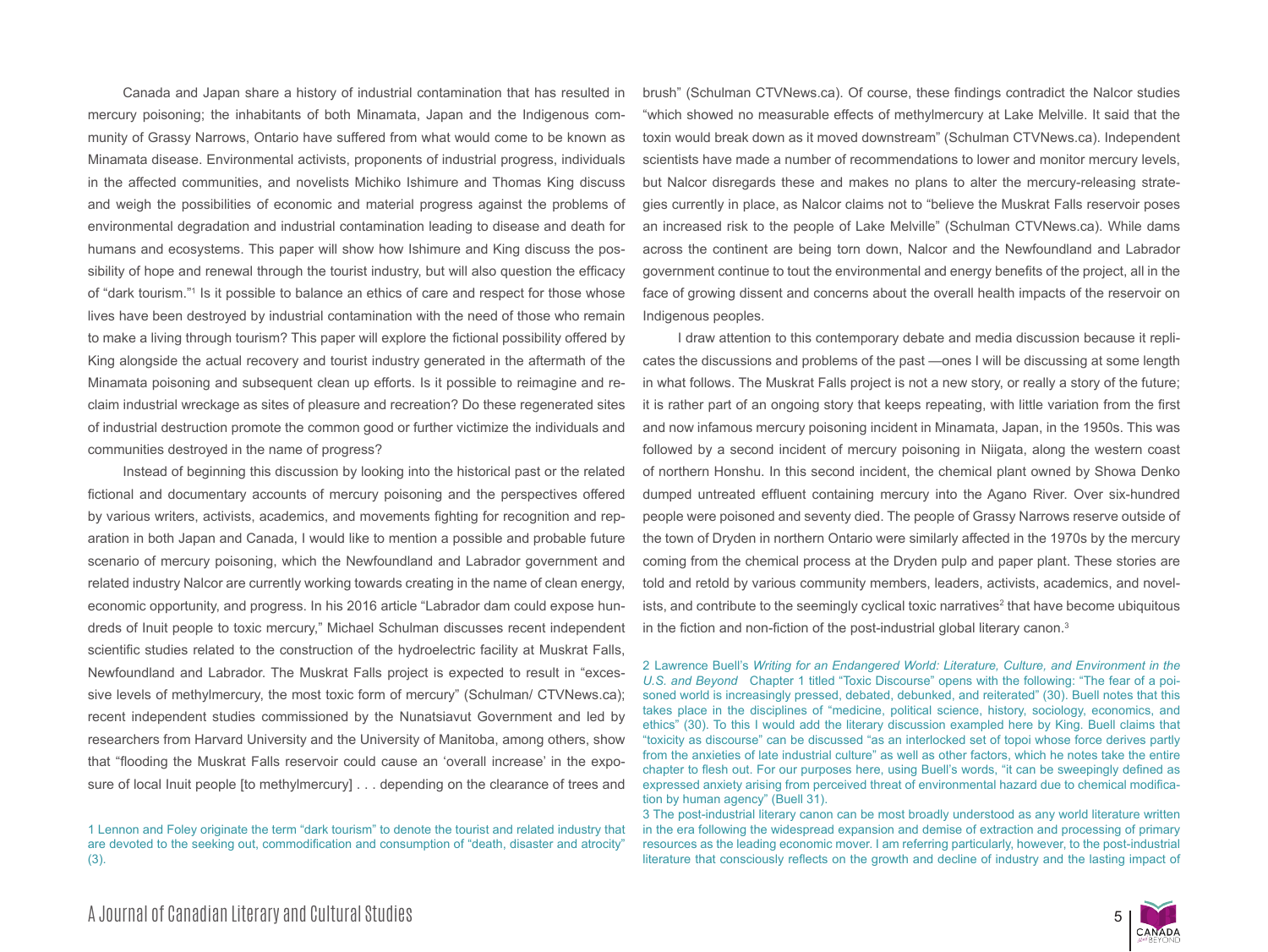Canada and Japan share a history of industrial contamination that has resulted in mercury poisoning; the inhabitants of both Minamata, Japan and the Indigenous community of Grassy Narrows, Ontario have suffered from what would come to be known as Minamata disease. Environmental activists, proponents of industrial progress, individuals in the affected communities, and novelists Michiko Ishimure and Thomas King discuss and weigh the possibilities of economic and material progress against the problems of environmental degradation and industrial contamination leading to disease and death for humans and ecosystems. This paper will show how Ishimure and King discuss the possibility of hope and renewal through the tourist industry, but will also question the efficacy of "dark tourism."[1] Is it possible to balance an ethics of care and respect for those whose lives have been destroyed by industrial contamination with the need of those who remain to make a living through tourism? This paper will explore the fictional possibility offered by King alongside the actual recovery and tourist industry generated in the aftermath of the Minamata poisoning and subsequent clean up efforts. Is it possible to reimagine and reclaim industrial wreckage as sites of pleasure and recreation? Do these regenerated sites of industrial destruction promote the common good or further victimize the individuals and communities destroyed in the name of progress?

Instead of beginning this discussion by looking into the historical past or the related fictional and documentary accounts of mercury poisoning and the perspectives offered by various writers, activists, academics, and movements fighting for recognition and reparation in both Japan and Canada, I would like to mention a possible and probable future scenario of mercury poisoning, which the Newfoundland and Labrador government and related industry Nalcor are currently working towards creating in the name of clean energy, economic opportunity, and progress. In his 2016 article "Labrador dam could expose hundreds of Inuit people to toxic mercury," Michael Schulman discusses recent independent scientific studies related to the construction of the hydroelectric facility at Muskrat Falls, Newfoundland and Labrador. The Muskrat Falls project is expected to result in "excessive levels of methylmercury, the most toxic form of mercury" (Schulman/ CTVNews.ca); recent independent studies commissioned by the Nunatsiavut Government and led by researchers from Harvard University and the University of Manitoba, among others, show that "flooding the Muskrat Falls reservoir could cause an 'overall increase' in the exposure of local Inuit people [to methylmercury] . . . depending on the clearance of trees and brush" (Schulman CTVNews.ca). Of course, these findings contradict the Nalcor studies "which showed no measurable effects of methylmercury at Lake Melville. It said that the toxin would break down as it moved downstream" (Schulman CTVNews.ca). Independent scientists have made a number of recommendations to lower and monitor mercury levels, but Nalcor disregards these and makes no plans to alter the mercury-releasing strategies currently in place, as Nalcor claims not to "believe the Muskrat Falls reservoir poses an increased risk to the people of Lake Melville" (Schulman CTVNews.ca). While dams across the continent are being torn down, Nalcor and the Newfoundland and Labrador government continue to tout the environmental and energy benefits of the project, all in the face of growing dissent and concerns about the overall health impacts of the reservoir on Indigenous peoples.

I draw attention to this contemporary debate and media discussion because it replicates the discussions and problems of the past —ones I will be discussing at some length in what follows. The Muskrat Falls project is not a new story, or really a story of the future; it is rather part of an ongoing story that keeps repeating, with little variation from the first and now infamous mercury poisoning incident in Minamata, Japan, in the 1950s. This was followed by a second incident of mercury poisoning in Niigata, along the western coast of northern Honshu. In this second incident, the chemical plant owned by Showa Denko dumped untreated effluent containing mercury into the Agano River. Over six-hundred people were poisoned and seventy died. The people of Grassy Narrows reserve outside of the town of Dryden in northern Ontario were similarly affected in the 1970s by the mercury coming from the chemical process at the Dryden pulp and paper plant. These stories are told and retold by various community members, leaders, activists, academics, and novelists, and contribute to the seemingly cyclical toxic narratives[2] that have become ubiquitous in the fiction and non-fiction of the post-industrial global literary canon.[3]

1 Lennon and Foley originate the term "dark tourism" to denote the tourist and related industry that are devoted to the seeking out, commodification and consumption of "death, disaster and atrocity" (3).

2 Lawrence Buell's *Writing for an Endangered World: Literature, Culture, and Environment in the U.S. and Beyond* Chapter 1 titled "Toxic Discourse" opens with the following: "The fear of a poisoned world is increasingly pressed, debated, debunked, and reiterated" (30). Buell notes that this takes place in the disciplines of "medicine, political science, history, sociology, economics, and ethics" (30). To this I would add the literary discussion exampled here by King. Buell claims that "toxicity as discourse" can be discussed "as an interlocked set of topoi whose force derives partly from the anxieties of late industrial culture" as well as other factors, which he notes take the entire chapter to flesh out. For our purposes here, using Buell's words, "it can be sweepingly defined as expressed anxiety arising from perceived threat of environmental hazard due to chemical modification by human agency" (Buell 31).

3 The post-industrial literary canon can be most broadly understood as any world literature written in the era following the widespread expansion and demise of extraction and processing of primary resources as the leading economic mover. I am referring particularly, however, to the post-industrial literature that consciously reflects on the growth and decline of industry and the lasting impact of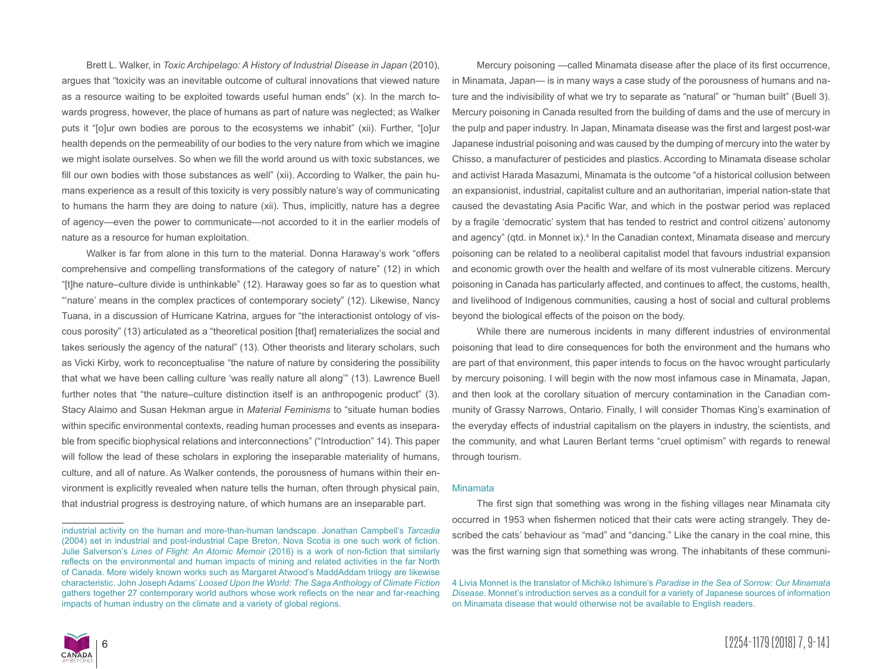Brett L. Walker, in *Toxic Archipelago: A History of Industrial Disease in Japan* (2010), argues that "toxicity was an inevitable outcome of cultural innovations that viewed nature as a resource waiting to be exploited towards useful human ends" (x). In the march towards progress, however, the place of humans as part of nature was neglected; as Walker puts it "[o]ur own bodies are porous to the ecosystems we inhabit" (xii). Further, "[o]ur health depends on the permeability of our bodies to the very nature from which we imagine we might isolate ourselves. So when we fill the world around us with toxic substances, we fill our own bodies with those substances as well" (xii). According to Walker, the pain humans experience as a result of this toxicity is very possibly nature's way of communicating to humans the harm they are doing to nature (xii). Thus, implicitly, nature has a degree of agency—even the power to communicate—not accorded to it in the earlier models of nature as a resource for human exploitation.

Walker is far from alone in this turn to the material. Donna Haraway's work "offers comprehensive and compelling transformations of the category of nature" (12) in which "[t]he nature–culture divide is unthinkable" (12). Haraway goes so far as to question what "'nature' means in the complex practices of contemporary society" (12). Likewise, Nancy Tuana, in a discussion of Hurricane Katrina, argues for "the interactionist ontology of viscous porosity" (13) articulated as a "theoretical position [that] rematerializes the social and takes seriously the agency of the natural" (13). Other theorists and literary scholars, such as Vicki Kirby, work to reconceptualise "the nature of nature by considering the possibility that what we have been calling culture 'was really nature all along'" (13). Lawrence Buell further notes that "the nature–culture distinction itself is an anthropogenic product" (3). Stacy Alaimo and Susan Hekman argue in *Material Feminisms* to "situate human bodies within specific environmental contexts, reading human processes and events as inseparable from specific biophysical relations and interconnections" ("Introduction" 14). This paper will follow the lead of these scholars in exploring the inseparable materiality of humans, culture, and all of nature. As Walker contends, the porousness of humans within their environment is explicitly revealed when nature tells the human, often through physical pain, that industrial progress is destroying nature, of which humans are an inseparable part.

industrial activity on the human and more-than-human landscape. Jonathan Campbell's *Tarcadia* (2004) set in industrial and post-industrial Cape Breton, Nova Scotia is one such work of fiction. Julie Salverson's *Lines of Flight: An Atomic Memoir* (2016) is a work of non-fiction that similarly reflects on the environmental and human impacts of mining and related activities in the far North of Canada. More widely known works such as Margaret Atwood's MaddAddam trilogy are likewise characteristic. John Joseph Adams' *Loosed Upon the World: The Saga Anthology of Climate Fiction* gathers together 27 contemporary world authors whose work reflects on the near and far-reaching impacts of human industry on the climate and a variety of global regions.

Mercury poisoning —called Minamata disease after the place of its first occurrence, in Minamata, Japan— is in many ways a case study of the porousness of humans and nature and the indivisibility of what we try to separate as "natural" or "human built" (Buell 3). Mercury poisoning in Canada resulted from the building of dams and the use of mercury in the pulp and paper industry. In Japan, Minamata disease was the first and largest post-war Japanese industrial poisoning and was caused by the dumping of mercury into the water by Chisso, a manufacturer of pesticides and plastics. According to Minamata disease scholar and activist Harada Masazumi, Minamata is the outcome "of a historical collusion between an expansionist, industrial, capitalist culture and an authoritarian, imperial nation-state that caused the devastating Asia Pacific War, and which in the postwar period was replaced by a fragile 'democratic' system that has tended to restrict and control citizens' autonomy and agency" (qtd. in Monnet ix).[4] In the Canadian context, Minamata disease and mercury poisoning can be related to a neoliberal capitalist model that favours industrial expansion and economic growth over the health and welfare of its most vulnerable citizens. Mercury poisoning in Canada has particularly affected, and continues to affect, the customs, health, and livelihood of Indigenous communities, causing a host of social and cultural problems beyond the biological effects of the poison on the body.

While there are numerous incidents in many different industries of environmental poisoning that lead to dire consequences for both the environment and the humans who are part of that environment, this paper intends to focus on the havoc wrought particularly by mercury poisoning. I will begin with the now most infamous case in Minamata, Japan, and then look at the corollary situation of mercury contamination in the Canadian community of Grassy Narrows, Ontario. Finally, I will consider Thomas King's examination of the everyday effects of industrial capitalism on the players in industry, the scientists, and the community, and what Lauren Berlant terms "cruel optimism" with regards to renewal through tourism.

## Minamata

The first sign that something was wrong in the fishing villages near Minamata city occurred in 1953 when fishermen noticed that their cats were acting strangely. They described the cats' behaviour as "mad" and "dancing." Like the canary in the coal mine, this was the first warning sign that something was wrong. The inhabitants of these communi-

4 Livia Monnet is the translator of Michiko Ishimure's *Paradise in the Sea of Sorrow: Our Minamata Disease*. Monnet's introduction serves as a conduit for a variety of Japanese sources of information on Minamata disease that would otherwise not be available to English readers.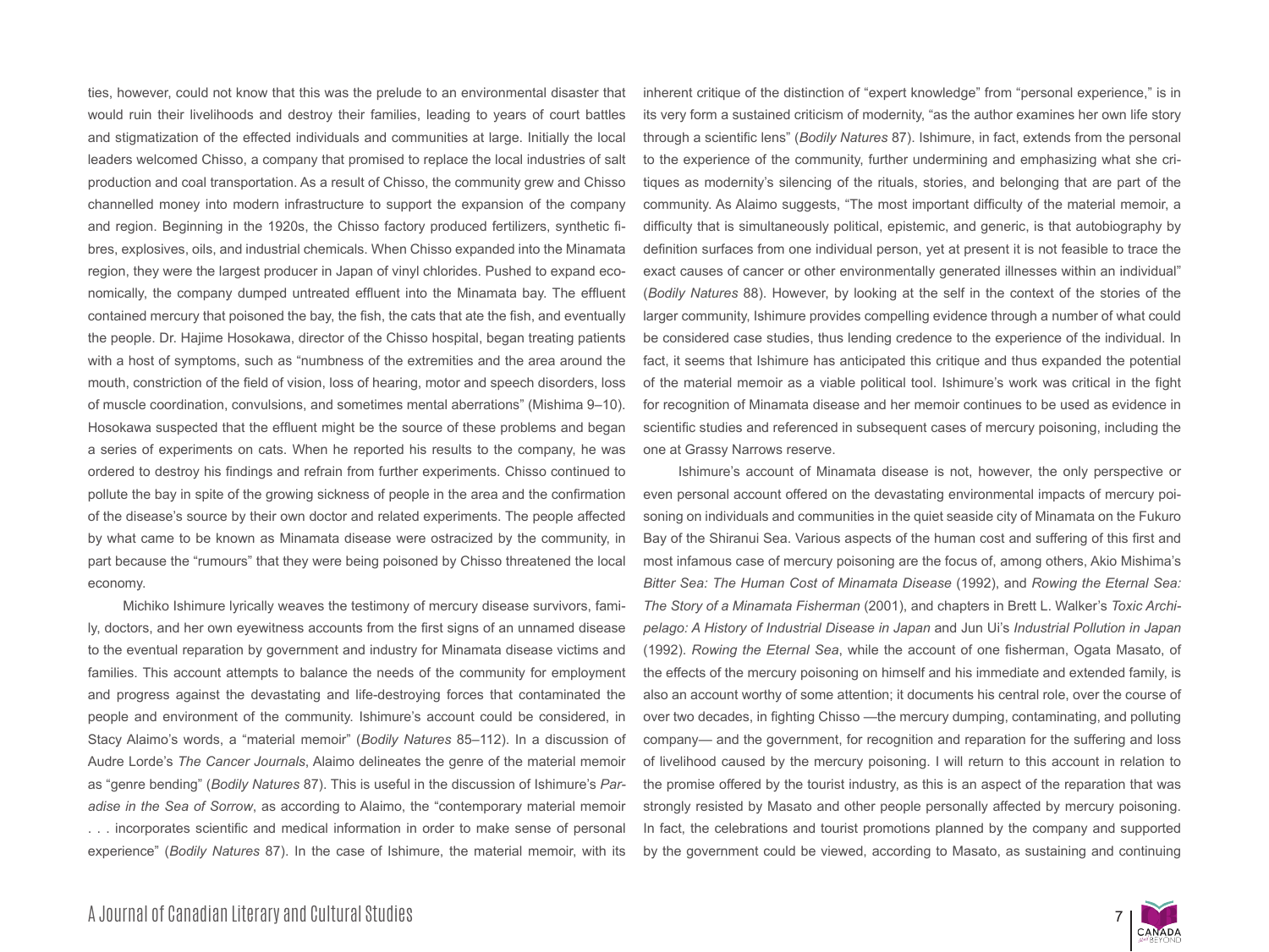ties, however, could not know that this was the prelude to an environmental disaster that would ruin their livelihoods and destroy their families, leading to years of court battles and stigmatization of the effected individuals and communities at large. Initially the local leaders welcomed Chisso, a company that promised to replace the local industries of salt production and coal transportation. As a result of Chisso, the community grew and Chisso channelled money into modern infrastructure to support the expansion of the company and region. Beginning in the 1920s, the Chisso factory produced fertilizers, synthetic fibres, explosives, oils, and industrial chemicals. When Chisso expanded into the Minamata region, they were the largest producer in Japan of vinyl chlorides. Pushed to expand economically, the company dumped untreated effluent into the Minamata bay. The effluent contained mercury that poisoned the bay, the fish, the cats that ate the fish, and eventually the people. Dr. Hajime Hosokawa, director of the Chisso hospital, began treating patients with a host of symptoms, such as "numbness of the extremities and the area around the mouth, constriction of the field of vision, loss of hearing, motor and speech disorders, loss of muscle coordination, convulsions, and sometimes mental aberrations" (Mishima 9–10). Hosokawa suspected that the effluent might be the source of these problems and began a series of experiments on cats. When he reported his results to the company, he was ordered to destroy his findings and refrain from further experiments. Chisso continued to pollute the bay in spite of the growing sickness of people in the area and the confirmation of the disease's source by their own doctor and related experiments. The people affected by what came to be known as Minamata disease were ostracized by the community, in part because the "rumours" that they were being poisoned by Chisso threatened the local economy.

Michiko Ishimure lyrically weaves the testimony of mercury disease survivors, family, doctors, and her own eyewitness accounts from the first signs of an unnamed disease to the eventual reparation by government and industry for Minamata disease victims and families. This account attempts to balance the needs of the community for employment and progress against the devastating and life-destroying forces that contaminated the people and environment of the community. Ishimure's account could be considered, in Stacy Alaimo's words, a "material memoir" (*Bodily Natures* 85–112). In a discussion of Audre Lorde's *The Cancer Journals*, Alaimo delineates the genre of the material memoir as "genre bending" (*Bodily Natures* 87). This is useful in the discussion of Ishimure's *Paradise in the Sea of Sorrow*, as according to Alaimo, the "contemporary material memoir . . . incorporates scientific and medical information in order to make sense of personal experience" (*Bodily Natures* 87). In the case of Ishimure, the material memoir, with its inherent critique of the distinction of "expert knowledge" from "personal experience," is in its very form a sustained criticism of modernity, "as the author examines her own life story through a scientific lens" (*Bodily Natures* 87). Ishimure, in fact, extends from the personal to the experience of the community, further undermining and emphasizing what she critiques as modernity's silencing of the rituals, stories, and belonging that are part of the community. As Alaimo suggests, "The most important difficulty of the material memoir, a difficulty that is simultaneously political, epistemic, and generic, is that autobiography by definition surfaces from one individual person, yet at present it is not feasible to trace the exact causes of cancer or other environmentally generated illnesses within an individual" (*Bodily Natures* 88). However, by looking at the self in the context of the stories of the larger community, Ishimure provides compelling evidence through a number of what could be considered case studies, thus lending credence to the experience of the individual. In fact, it seems that Ishimure has anticipated this critique and thus expanded the potential of the material memoir as a viable political tool. Ishimure's work was critical in the fight for recognition of Minamata disease and her memoir continues to be used as evidence in scientific studies and referenced in subsequent cases of mercury poisoning, including the one at Grassy Narrows reserve.

Ishimure's account of Minamata disease is not, however, the only perspective or even personal account offered on the devastating environmental impacts of mercury poisoning on individuals and communities in the quiet seaside city of Minamata on the Fukuro Bay of the Shiranui Sea. Various aspects of the human cost and suffering of this first and most infamous case of mercury poisoning are the focus of, among others, Akio Mishima's *Bitter Sea: The Human Cost of Minamata Disease* (1992), and *Rowing the Eternal Sea: The Story of a Minamata Fisherman* (2001), and chapters in Brett L. Walker's *Toxic Archipelago: A History of Industrial Disease in Japan* and Jun Ui's *Industrial Pollution in Japan* (1992). *Rowing the Eternal Sea*, while the account of one fisherman, Ogata Masato, of the effects of the mercury poisoning on himself and his immediate and extended family, is also an account worthy of some attention; it documents his central role, over the course of over two decades, in fighting Chisso —the mercury dumping, contaminating, and polluting company— and the government, for recognition and reparation for the suffering and loss of livelihood caused by the mercury poisoning. I will return to this account in relation to the promise offered by the tourist industry, as this is an aspect of the reparation that was strongly resisted by Masato and other people personally affected by mercury poisoning. In fact, the celebrations and tourist promotions planned by the company and supported by the government could be viewed, according to Masato, as sustaining and continuing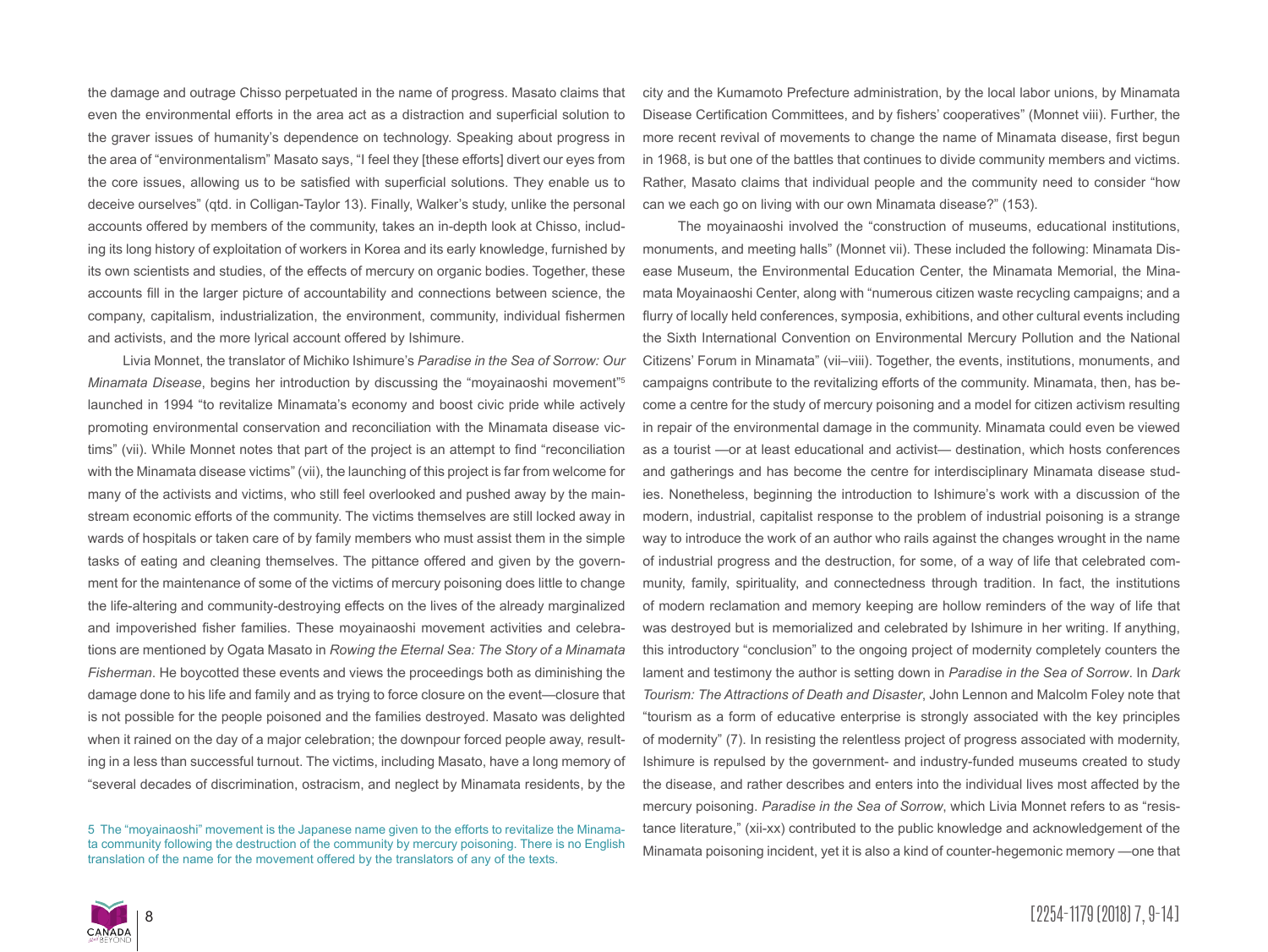the damage and outrage Chisso perpetuated in the name of progress. Masato claims that even the environmental efforts in the area act as a distraction and superficial solution to the graver issues of humanity's dependence on technology. Speaking about progress in the area of "environmentalism" Masato says, "I feel they [these efforts] divert our eyes from the core issues, allowing us to be satisfied with superficial solutions. They enable us to deceive ourselves" (qtd. in Colligan-Taylor 13). Finally, Walker's study, unlike the personal accounts offered by members of the community, takes an in-depth look at Chisso, including its long history of exploitation of workers in Korea and its early knowledge, furnished by its own scientists and studies, of the effects of mercury on organic bodies. Together, these accounts fill in the larger picture of accountability and connections between science, the company, capitalism, industrialization, the environment, community, individual fishermen and activists, and the more lyrical account offered by Ishimure.

Livia Monnet, the translator of Michiko Ishimure's *Paradise in the Sea of Sorrow: Our Minamata Disease*, begins her introduction by discussing the "moyainaoshi movement"[5] launched in 1994 "to revitalize Minamata's economy and boost civic pride while actively promoting environmental conservation and reconciliation with the Minamata disease victims" (vii). While Monnet notes that part of the project is an attempt to find "reconciliation with the Minamata disease victims" (vii), the launching of this project is far from welcome for many of the activists and victims, who still feel overlooked and pushed away by the mainstream economic efforts of the community. The victims themselves are still locked away in wards of hospitals or taken care of by family members who must assist them in the simple tasks of eating and cleaning themselves. The pittance offered and given by the government for the maintenance of some of the victims of mercury poisoning does little to change the life-altering and community-destroying effects on the lives of the already marginalized and impoverished fisher families. These moyainaoshi movement activities and celebrations are mentioned by Ogata Masato in *Rowing the Eternal Sea: The Story of a Minamata Fisherman*. He boycotted these events and views the proceedings both as diminishing the damage done to his life and family and as trying to force closure on the event—closure that is not possible for the people poisoned and the families destroyed. Masato was delighted when it rained on the day of a major celebration; the downpour forced people away, resulting in a less than successful turnout. The victims, including Masato, have a long memory of "several decades of discrimination, ostracism, and neglect by Minamata residents, by the city and the Kumamoto Prefecture administration, by the local labor unions, by Minamata Disease Certification Committees, and by fishers' cooperatives" (Monnet viii). Further, the more recent revival of movements to change the name of Minamata disease, first begun in 1968, is but one of the battles that continues to divide community members and victims. Rather, Masato claims that individual people and the community need to consider "how can we each go on living with our own Minamata disease?" (153).

The moyainaoshi involved the "construction of museums, educational institutions, monuments, and meeting halls" (Monnet vii). These included the following: Minamata Disease Museum, the Environmental Education Center, the Minamata Memorial, the Minamata Moyainaoshi Center, along with "numerous citizen waste recycling campaigns; and a flurry of locally held conferences, symposia, exhibitions, and other cultural events including the Sixth International Convention on Environmental Mercury Pollution and the National Citizens' Forum in Minamata" (vii–viii). Together, the events, institutions, monuments, and campaigns contribute to the revitalizing efforts of the community. Minamata, then, has become a centre for the study of mercury poisoning and a model for citizen activism resulting in repair of the environmental damage in the community. Minamata could even be viewed as a tourist —or at least educational and activist— destination, which hosts conferences and gatherings and has become the centre for interdisciplinary Minamata disease studies. Nonetheless, beginning the introduction to Ishimure's work with a discussion of the modern, industrial, capitalist response to the problem of industrial poisoning is a strange way to introduce the work of an author who rails against the changes wrought in the name of industrial progress and the destruction, for some, of a way of life that celebrated community, family, spirituality, and connectedness through tradition. In fact, the institutions of modern reclamation and memory keeping are hollow reminders of the way of life that was destroyed but is memorialized and celebrated by Ishimure in her writing. If anything, this introductory "conclusion" to the ongoing project of modernity completely counters the lament and testimony the author is setting down in *Paradise in the Sea of Sorrow*. In *Dark Tourism: The Attractions of Death and Disaster*, John Lennon and Malcolm Foley note that "tourism as a form of educative enterprise is strongly associated with the key principles of modernity" (7). In resisting the relentless project of progress associated with modernity, Ishimure is repulsed by the government- and industry-funded museums created to study the disease, and rather describes and enters into the individual lives most affected by the mercury poisoning. *Paradise in the Sea of Sorrow*, which Livia Monnet refers to as "resistance literature," (xii-xx) contributed to the public knowledge and acknowledgement of the Minamata poisoning incident, yet it is also a kind of counter-hegemonic memory —one that

5 The "moyainaoshi" movement is the Japanese name given to the efforts to revitalize the Minamata community following the destruction of the community by mercury poisoning. There is no English translation of the name for the movement offered by the translators of any of the texts.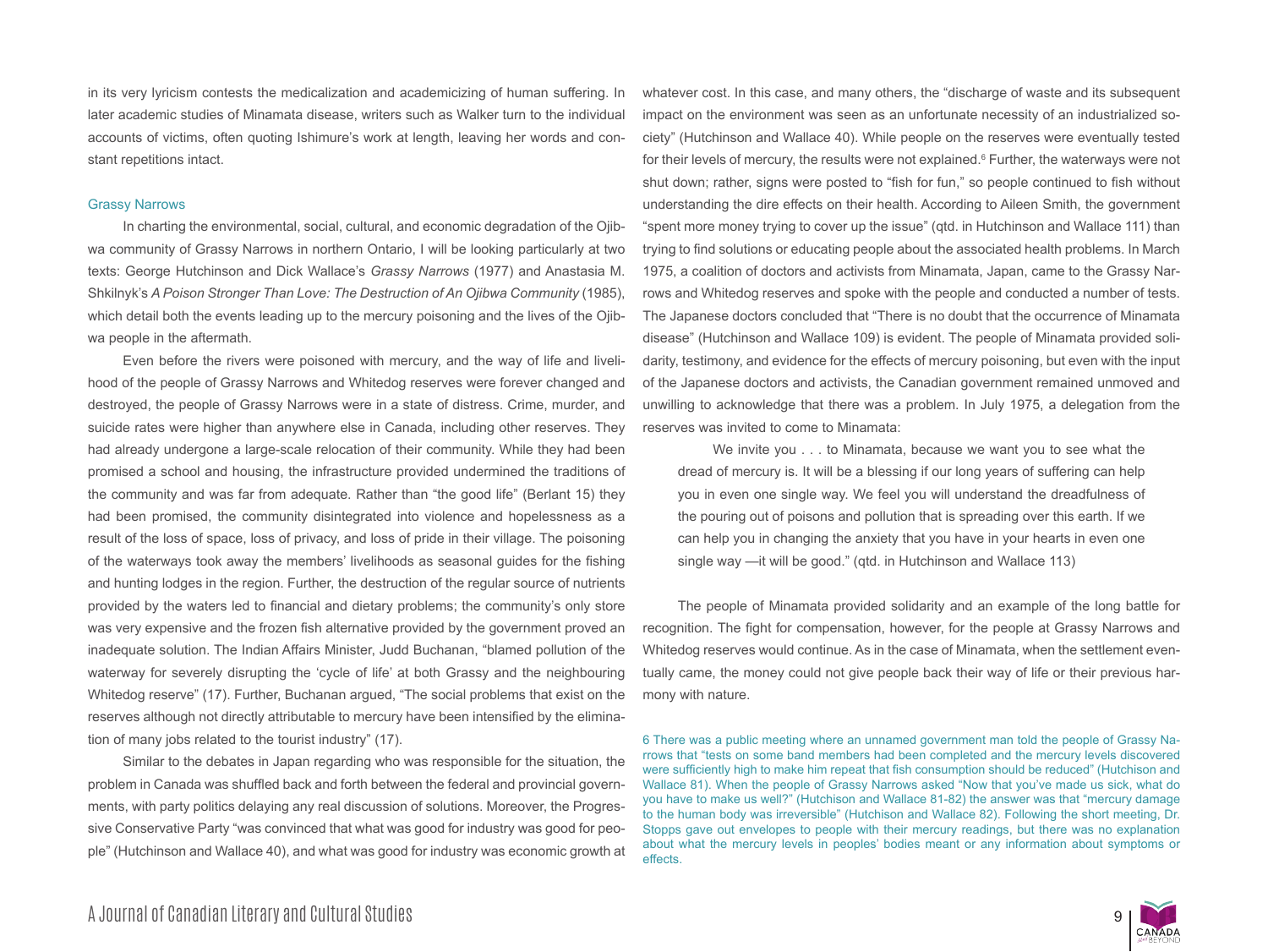in its very lyricism contests the medicalization and academicizing of human suffering. In later academic studies of Minamata disease, writers such as Walker turn to the individual accounts of victims, often quoting Ishimure's work at length, leaving her words and constant repetitions intact.

## Grassy Narrows

In charting the environmental, social, cultural, and economic degradation of the Ojibwa community of Grassy Narrows in northern Ontario, I will be looking particularly at two texts: George Hutchinson and Dick Wallace's *Grassy Narrows* (1977) and Anastasia M. Shkilnyk's *A Poison Stronger Than Love: The Destruction of An Ojibwa Community* (1985), which detail both the events leading up to the mercury poisoning and the lives of the Ojibwa people in the aftermath.

Even before the rivers were poisoned with mercury, and the way of life and livelihood of the people of Grassy Narrows and Whitedog reserves were forever changed and destroyed, the people of Grassy Narrows were in a state of distress. Crime, murder, and suicide rates were higher than anywhere else in Canada, including other reserves. They had already undergone a large-scale relocation of their community. While they had been promised a school and housing, the infrastructure provided undermined the traditions of the community and was far from adequate. Rather than "the good life" (Berlant 15) they had been promised, the community disintegrated into violence and hopelessness as a result of the loss of space, loss of privacy, and loss of pride in their village. The poisoning of the waterways took away the members' livelihoods as seasonal guides for the fishing and hunting lodges in the region. Further, the destruction of the regular source of nutrients provided by the waters led to financial and dietary problems; the community's only store was very expensive and the frozen fish alternative provided by the government proved an inadequate solution. The Indian Affairs Minister, Judd Buchanan, "blamed pollution of the waterway for severely disrupting the 'cycle of life' at both Grassy and the neighbouring Whitedog reserve" (17). Further, Buchanan argued, "The social problems that exist on the reserves although not directly attributable to mercury have been intensified by the elimination of many jobs related to the tourist industry" (17).

Similar to the debates in Japan regarding who was responsible for the situation, the problem in Canada was shuffled back and forth between the federal and provincial governments, with party politics delaying any real discussion of solutions. Moreover, the Progressive Conservative Party "was convinced that what was good for industry was good for people" (Hutchinson and Wallace 40), and what was good for industry was economic growth at whatever cost. In this case, and many others, the "discharge of waste and its subsequent impact on the environment was seen as an unfortunate necessity of an industrialized society" (Hutchinson and Wallace 40). While people on the reserves were eventually tested for their levels of mercury, the results were not explained.[6] Further, the waterways were not shut down; rather, signs were posted to "fish for fun," so people continued to fish without understanding the dire effects on their health. According to Aileen Smith, the government "spent more money trying to cover up the issue" (qtd. in Hutchinson and Wallace 111) than trying to find solutions or educating people about the associated health problems. In March 1975, a coalition of doctors and activists from Minamata, Japan, came to the Grassy Narrows and Whitedog reserves and spoke with the people and conducted a number of tests. The Japanese doctors concluded that "There is no doubt that the occurrence of Minamata disease" (Hutchinson and Wallace 109) is evident. The people of Minamata provided solidarity, testimony, and evidence for the effects of mercury poisoning, but even with the input of the Japanese doctors and activists, the Canadian government remained unmoved and unwilling to acknowledge that there was a problem. In July 1975, a delegation from the reserves was invited to come to Minamata:

> We invite you . . . to Minamata, because we want you to see what the dread of mercury is. It will be a blessing if our long years of suffering can help you in even one single way. We feel you will understand the dreadfulness of the pouring out of poisons and pollution that is spreading over this earth. If we can help you in changing the anxiety that you have in your hearts in even one single way —it will be good." (qtd. in Hutchinson and Wallace 113)

The people of Minamata provided solidarity and an example of the long battle for recognition. The fight for compensation, however, for the people at Grassy Narrows and Whitedog reserves would continue. As in the case of Minamata, when the settlement eventually came, the money could not give people back their way of life or their previous harmony with nature.

6 There was a public meeting where an unnamed government man told the people of Grassy Narrows that "tests on some band members had been completed and the mercury levels discovered were sufficiently high to make him repeat that fish consumption should be reduced" (Hutchison and Wallace 81). When the people of Grassy Narrows asked "Now that you've made us sick, what do you have to make us well?" (Hutchison and Wallace 81-82) the answer was that "mercury damage to the human body was irreversible" (Hutchison and Wallace 82). Following the short meeting, Dr. Stopps gave out envelopes to people with their mercury readings, but there was no explanation about what the mercury levels in peoples' bodies meant or any information about symptoms or effects.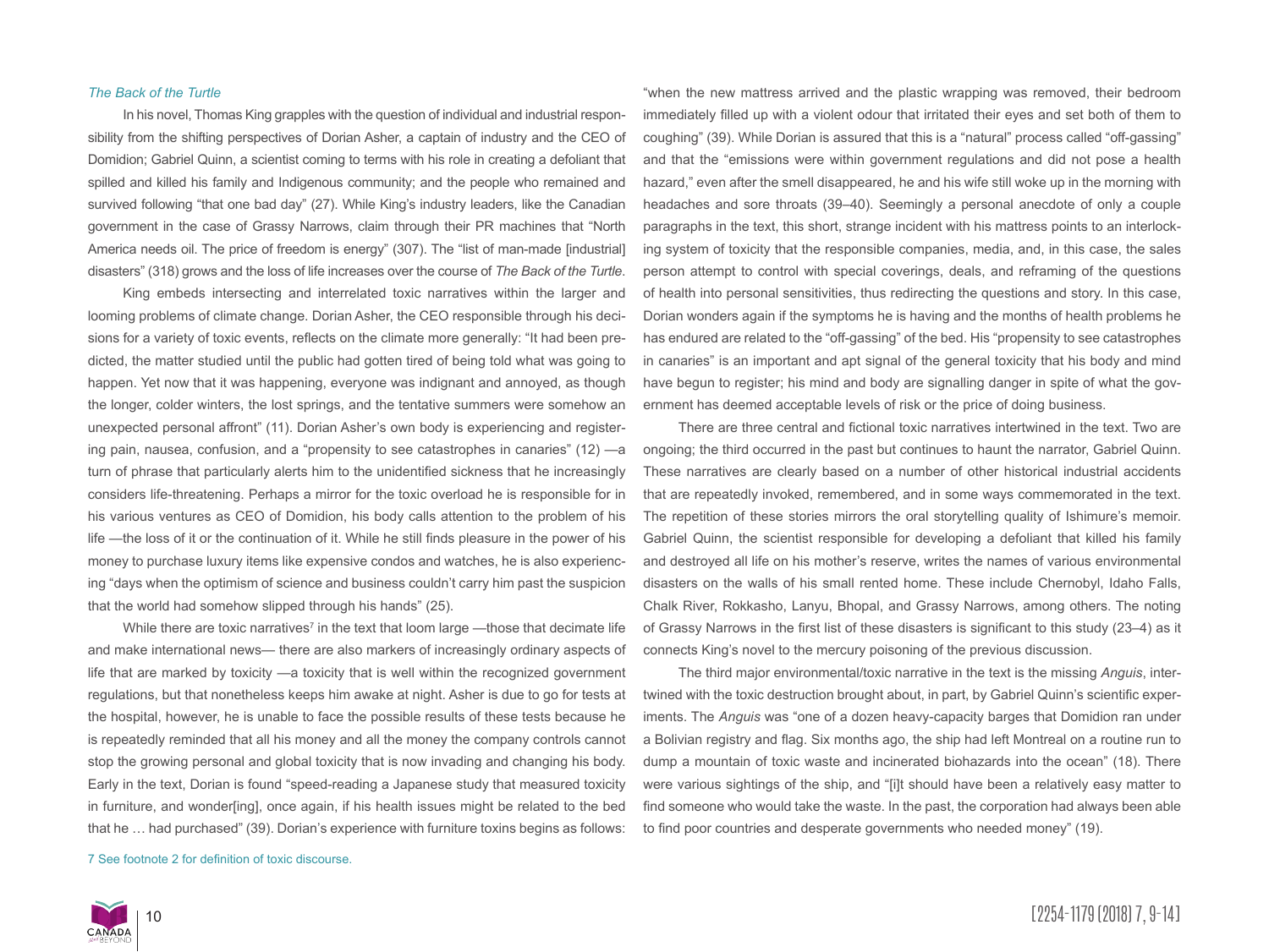### *The Back of the Turtle*

In his novel, Thomas King grapples with the question of individual and industrial responsibility from the shifting perspectives of Dorian Asher, a captain of industry and the CEO of Domidion; Gabriel Quinn, a scientist coming to terms with his role in creating a defoliant that spilled and killed his family and Indigenous community; and the people who remained and survived following "that one bad day" (27). While King's industry leaders, like the Canadian government in the case of Grassy Narrows, claim through their PR machines that "North America needs oil. The price of freedom is energy" (307). The "list of man-made [industrial] disasters" (318) grows and the loss of life increases over the course of *The Back of the Turtle*.

King embeds intersecting and interrelated toxic narratives within the larger and looming problems of climate change. Dorian Asher, the CEO responsible through his decisions for a variety of toxic events, reflects on the climate more generally: "It had been predicted, the matter studied until the public had gotten tired of being told what was going to happen. Yet now that it was happening, everyone was indignant and annoyed, as though the longer, colder winters, the lost springs, and the tentative summers were somehow an unexpected personal affront" (11). Dorian Asher's own body is experiencing and registering pain, nausea, confusion, and a "propensity to see catastrophes in canaries" (12) —a turn of phrase that particularly alerts him to the unidentified sickness that he increasingly considers life-threatening. Perhaps a mirror for the toxic overload he is responsible for in his various ventures as CEO of Domidion, his body calls attention to the problem of his life —the loss of it or the continuation of it. While he still finds pleasure in the power of his money to purchase luxury items like expensive condos and watches, he is also experiencing "days when the optimism of science and business couldn't carry him past the suspicion that the world had somehow slipped through his hands" (25).

While there are toxic narratives[7] in the text that loom large —those that decimate life and make international news— there are also markers of increasingly ordinary aspects of life that are marked by toxicity —a toxicity that is well within the recognized government regulations, but that nonetheless keeps him awake at night. Asher is due to go for tests at the hospital, however, he is unable to face the possible results of these tests because he is repeatedly reminded that all his money and all the money the company controls cannot stop the growing personal and global toxicity that is now invading and changing his body. Early in the text, Dorian is found "speed-reading a Japanese study that measured toxicity in furniture, and wonder[ing], once again, if his health issues might be related to the bed that he … had purchased" (39). Dorian's experience with furniture toxins begins as follows: "when the new mattress arrived and the plastic wrapping was removed, their bedroom immediately filled up with a violent odour that irritated their eyes and set both of them to coughing" (39). While Dorian is assured that this is a "natural" process called "off-gassing" and that the "emissions were within government regulations and did not pose a health hazard," even after the smell disappeared, he and his wife still woke up in the morning with headaches and sore throats (39–40). Seemingly a personal anecdote of only a couple paragraphs in the text, this short, strange incident with his mattress points to an interlocking system of toxicity that the responsible companies, media, and, in this case, the sales person attempt to control with special coverings, deals, and reframing of the questions of health into personal sensitivities, thus redirecting the questions and story. In this case, Dorian wonders again if the symptoms he is having and the months of health problems he has endured are related to the "off-gassing" of the bed. His "propensity to see catastrophes in canaries" is an important and apt signal of the general toxicity that his body and mind have begun to register; his mind and body are signalling danger in spite of what the government has deemed acceptable levels of risk or the price of doing business.

There are three central and fictional toxic narratives intertwined in the text. Two are ongoing; the third occurred in the past but continues to haunt the narrator, Gabriel Quinn. These narratives are clearly based on a number of other historical industrial accidents that are repeatedly invoked, remembered, and in some ways commemorated in the text. The repetition of these stories mirrors the oral storytelling quality of Ishimure's memoir. Gabriel Quinn, the scientist responsible for developing a defoliant that killed his family and destroyed all life on his mother's reserve, writes the names of various environmental disasters on the walls of his small rented home. These include Chernobyl, Idaho Falls, Chalk River, Rokkasho, Lanyu, Bhopal, and Grassy Narrows, among others. The noting of Grassy Narrows in the first list of these disasters is significant to this study (23–4) as it connects King's novel to the mercury poisoning of the previous discussion.

The third major environmental/toxic narrative in the text is the missing *Anguis*, intertwined with the toxic destruction brought about, in part, by Gabriel Quinn's scientific experiments. The *Anguis* was "one of a dozen heavy-capacity barges that Domidion ran under a Bolivian registry and flag. Six months ago, the ship had left Montreal on a routine run to dump a mountain of toxic waste and incinerated biohazards into the ocean" (18). There were various sightings of the ship, and "[i]t should have been a relatively easy matter to find someone who would take the waste. In the past, the corporation had always been able to find poor countries and desperate governments who needed money" (19).

7 See footnote 2 for definition of toxic discourse.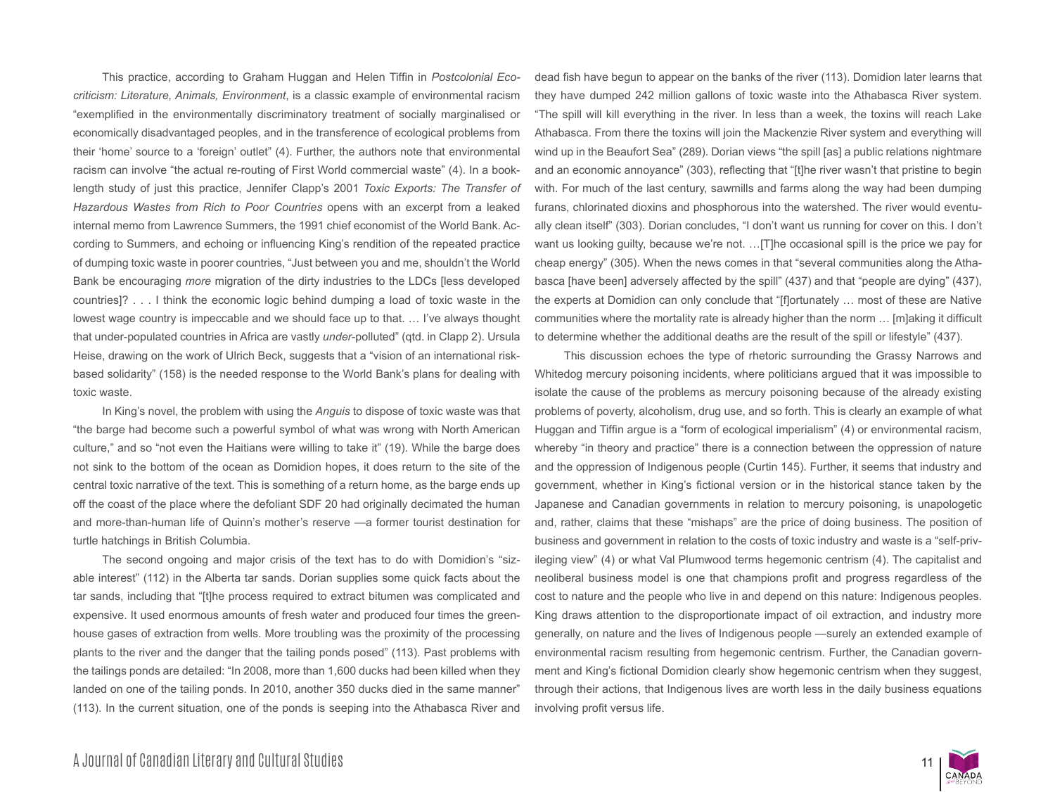This practice, according to Graham Huggan and Helen Tiffin in *Postcolonial Ecocriticism: Literature, Animals, Environment*, is a classic example of environmental racism "exemplified in the environmentally discriminatory treatment of socially marginalised or economically disadvantaged peoples, and in the transference of ecological problems from their 'home' source to a 'foreign' outlet" (4). Further, the authors note that environmental racism can involve "the actual re-routing of First World commercial waste" (4). In a book-length study of just this practice, Jennifer Clapp's 2001 *Toxic Exports: The Transfer of Hazardous Wastes from Rich to Poor Countries* opens with an excerpt from a leaked internal memo from Lawrence Summers, the 1991 chief economist of the World Bank. According to Summers, and echoing or influencing King's rendition of the repeated practice of dumping toxic waste in poorer countries, "Just between you and me, shouldn't the World Bank be encouraging *more* migration of the dirty industries to the LDCs [less developed countries]? . . . I think the economic logic behind dumping a load of toxic waste in the lowest wage country is impeccable and we should face up to that. … I've always thought that under-populated countries in Africa are vastly *under*-polluted" (qtd. in Clapp 2). Ursula Heise, drawing on the work of Ulrich Beck, suggests that a "vision of an international risk-based solidarity" (158) is the needed response to the World Bank's plans for dealing with toxic waste.

In King's novel, the problem with using the *Anguis* to dispose of toxic waste was that "the barge had become such a powerful symbol of what was wrong with North American culture," and so "not even the Haitians were willing to take it" (19). While the barge does not sink to the bottom of the ocean as Domidion hopes, it does return to the site of the central toxic narrative of the text. This is something of a return home, as the barge ends up off the coast of the place where the defoliant SDF 20 had originally decimated the human and more-than-human life of Quinn's mother's reserve —a former tourist destination for turtle hatchings in British Columbia.

The second ongoing and major crisis of the text has to do with Domidion's "sizable interest" (112) in the Alberta tar sands. Dorian supplies some quick facts about the tar sands, including that "[t]he process required to extract bitumen was complicated and expensive. It used enormous amounts of fresh water and produced four times the greenhouse gases of extraction from wells. More troubling was the proximity of the processing plants to the river and the danger that the tailing ponds posed" (113). Past problems with the tailings ponds are detailed: "In 2008, more than 1,600 ducks had been killed when they landed on one of the tailing ponds. In 2010, another 350 ducks died in the same manner" (113). In the current situation, one of the ponds is seeping into the Athabasca River and dead fish have begun to appear on the banks of the river (113). Domidion later learns that they have dumped 242 million gallons of toxic waste into the Athabasca River system. "The spill will kill everything in the river. In less than a week, the toxins will reach Lake Athabasca. From there the toxins will join the Mackenzie River system and everything will wind up in the Beaufort Sea" (289). Dorian views "the spill [as] a public relations nightmare and an economic annoyance" (303), reflecting that "[t]he river wasn't that pristine to begin with. For much of the last century, sawmills and farms along the way had been dumping furans, chlorinated dioxins and phosphorous into the watershed. The river would eventually clean itself" (303). Dorian concludes, "I don't want us running for cover on this. I don't want us looking guilty, because we're not. …[T]he occasional spill is the price we pay for cheap energy" (305). When the news comes in that "several communities along the Athabasca [have been] adversely affected by the spill" (437) and that "people are dying" (437), the experts at Domidion can only conclude that "[f]ortunately … most of these are Native communities where the mortality rate is already higher than the norm … [m]aking it difficult to determine whether the additional deaths are the result of the spill or lifestyle" (437).

This discussion echoes the type of rhetoric surrounding the Grassy Narrows and Whitedog mercury poisoning incidents, where politicians argued that it was impossible to isolate the cause of the problems as mercury poisoning because of the already existing problems of poverty, alcoholism, drug use, and so forth. This is clearly an example of what Huggan and Tiffin argue is a "form of ecological imperialism" (4) or environmental racism, whereby "in theory and practice" there is a connection between the oppression of nature and the oppression of Indigenous people (Curtin 145). Further, it seems that industry and government, whether in King's fictional version or in the historical stance taken by the Japanese and Canadian governments in relation to mercury poisoning, is unapologetic and, rather, claims that these "mishaps" are the price of doing business. The position of business and government in relation to the costs of toxic industry and waste is a "self-privileging view" (4) or what Val Plumwood terms hegemonic centrism (4). The capitalist and neoliberal business model is one that champions profit and progress regardless of the cost to nature and the people who live in and depend on this nature: Indigenous peoples. King draws attention to the disproportionate impact of oil extraction, and industry more generally, on nature and the lives of Indigenous people —surely an extended example of environmental racism resulting from hegemonic centrism. Further, the Canadian government and King's fictional Domidion clearly show hegemonic centrism when they suggest, through their actions, that Indigenous lives are worth less in the daily business equations involving profit versus life.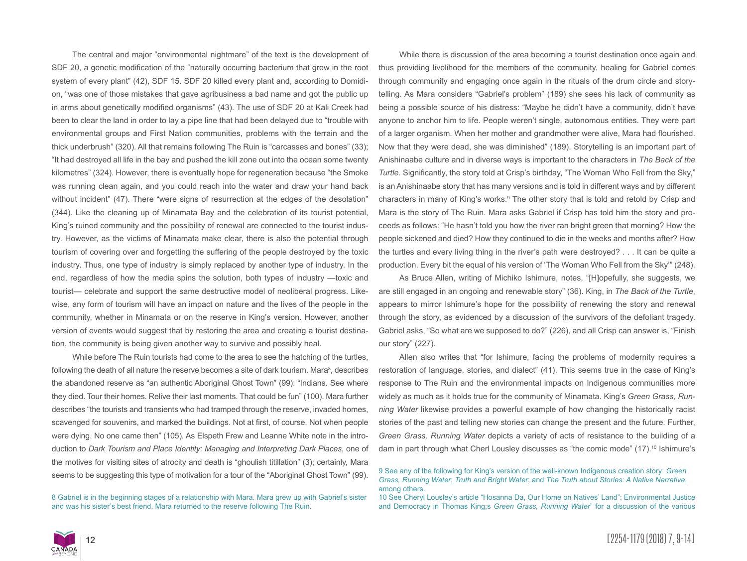The central and major "environmental nightmare" of the text is the development of SDF 20, a genetic modification of the "naturally occurring bacterium that grew in the root system of every plant" (42), SDF 15. SDF 20 killed every plant and, according to Domidion, "was one of those mistakes that gave agribusiness a bad name and got the public up in arms about genetically modified organisms" (43). The use of SDF 20 at Kali Creek had been to clear the land in order to lay a pipe line that had been delayed due to "trouble with environmental groups and First Nation communities, problems with the terrain and the thick underbrush" (320). All that remains following The Ruin is "carcasses and bones" (33); "It had destroyed all life in the bay and pushed the kill zone out into the ocean some twenty kilometres" (324). However, there is eventually hope for regeneration because "the Smoke was running clean again, and you could reach into the water and draw your hand back without incident" (47). There "were signs of resurrection at the edges of the desolation" (344). Like the cleaning up of Minamata Bay and the celebration of its tourist potential, King's ruined community and the possibility of renewal are connected to the tourist industry. However, as the victims of Minamata make clear, there is also the potential through tourism of covering over and forgetting the suffering of the people destroyed by the toxic industry. Thus, one type of industry is simply replaced by another type of industry. In the end, regardless of how the media spins the solution, both types of industry —toxic and tourist— celebrate and support the same destructive model of neoliberal progress. Likewise, any form of tourism will have an impact on nature and the lives of the people in the community, whether in Minamata or on the reserve in King's version. However, another version of events would suggest that by restoring the area and creating a tourist destination, the community is being given another way to survive and possibly heal.

While before The Ruin tourists had come to the area to see the hatching of the turtles, following the death of all nature the reserve becomes a site of dark tourism. Mara[8], describes the abandoned reserve as "an authentic Aboriginal Ghost Town" (99): "Indians. See where they died. Tour their homes. Relive their last moments. That could be fun" (100). Mara further describes "the tourists and transients who had tramped through the reserve, invaded homes, scavenged for souvenirs, and marked the buildings. Not at first, of course. Not when people were dying. No one came then" (105). As Elspeth Frew and Leanne White note in the introduction to *Dark Tourism and Place Identity: Managing and Interpreting Dark Places*, one of the motives for visiting sites of atrocity and death is "ghoulish titillation" (3); certainly, Mara seems to be suggesting this type of motivation for a tour of the "Aboriginal Ghost Town" (99).

While there is discussion of the area becoming a tourist destination once again and thus providing livelihood for the members of the community, healing for Gabriel comes through community and engaging once again in the rituals of the drum circle and storytelling. As Mara considers "Gabriel's problem" (189) she sees his lack of community as being a possible source of his distress: "Maybe he didn't have a community, didn't have anyone to anchor him to life. People weren't single, autonomous entities. They were part of a larger organism. When her mother and grandmother were alive, Mara had flourished. Now that they were dead, she was diminished" (189). Storytelling is an important part of Anishinaabe culture and in diverse ways is important to the characters in *The Back of the Turtle*. Significantly, the story told at Crisp's birthday, "The Woman Who Fell from the Sky," is an Anishinaabe story that has many versions and is told in different ways and by different characters in many of King's works.[9] The other story that is told and retold by Crisp and Mara is the story of The Ruin. Mara asks Gabriel if Crisp has told him the story and proceeds as follows: "He hasn't told you how the river ran bright green that morning? How the people sickened and died? How they continued to die in the weeks and months after? How the turtles and every living thing in the river's path were destroyed? . . . It can be quite a production. Every bit the equal of his version of 'The Woman Who Fell from the Sky'" (248).

As Bruce Allen, writing of Michiko Ishimure, notes, "[H]opefully, she suggests, we are still engaged in an ongoing and renewable story" (36). King, in *The Back of the Turtle*, appears to mirror Ishimure's hope for the possibility of renewing the story and renewal through the story, as evidenced by a discussion of the survivors of the defoliant tragedy. Gabriel asks, "So what are we supposed to do?" (226), and all Crisp can answer is, "Finish our story" (227).

Allen also writes that "for Ishimure, facing the problems of modernity requires a restoration of language, stories, and dialect" (41). This seems true in the case of King's response to The Ruin and the environmental impacts on Indigenous communities more widely as much as it holds true for the community of Minamata. King's *Green Grass, Running Water* likewise provides a powerful example of how changing the historically racist stories of the past and telling new stories can change the present and the future. Further, *Green Grass, Running Water* depicts a variety of acts of resistance to the building of a dam in part through what Cherl Lousley discusses as "the comic mode" (17).[10] Ishimure's

8 Gabriel is in the beginning stages of a relationship with Mara. Mara grew up with Gabriel's sister and was his sister's best friend. Mara returned to the reserve following The Ruin.

9 See any of the following for King's version of the well-known Indigenous creation story: *Green Grass, Running Water*; *Truth and Bright Water*; and *The Truth about Stories: A Native Narrative*, among others.

10 See Cheryl Lousley's article "Hosanna Da, Our Home on Natives' Land": Environmental Justice and Democracy in Thomas King;s *Green Grass, Running Water*" for a discussion of the various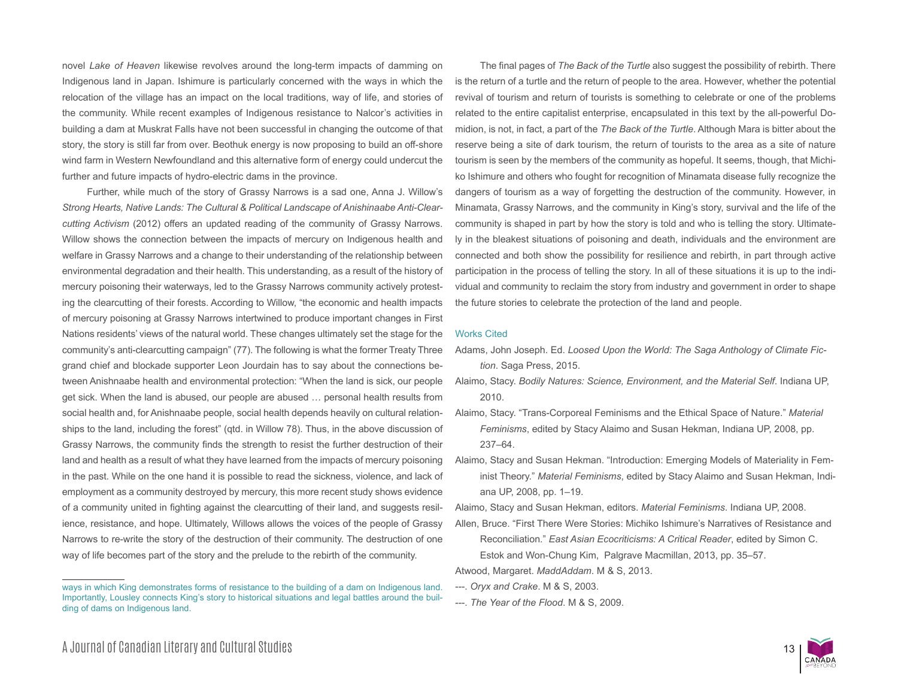novel *Lake of Heaven* likewise revolves around the long-term impacts of damming on Indigenous land in Japan. Ishimure is particularly concerned with the ways in which the relocation of the village has an impact on the local traditions, way of life, and stories of the community. While recent examples of Indigenous resistance to Nalcor's activities in building a dam at Muskrat Falls have not been successful in changing the outcome of that story, the story is still far from over. Beothuk energy is now proposing to build an off-shore wind farm in Western Newfoundland and this alternative form of energy could undercut the further and future impacts of hydro-electric dams in the province.

Further, while much of the story of Grassy Narrows is a sad one, Anna J. Willow's *Strong Hearts, Native Lands: The Cultural & Political Landscape of Anishinaabe Anti-Clearcutting Activism* (2012) offers an updated reading of the community of Grassy Narrows. Willow shows the connection between the impacts of mercury on Indigenous health and welfare in Grassy Narrows and a change to their understanding of the relationship between environmental degradation and their health. This understanding, as a result of the history of mercury poisoning their waterways, led to the Grassy Narrows community actively protesting the clearcutting of their forests. According to Willow, "the economic and health impacts of mercury poisoning at Grassy Narrows intertwined to produce important changes in First Nations residents' views of the natural world. These changes ultimately set the stage for the community's anti-clearcutting campaign" (77). The following is what the former Treaty Three grand chief and blockade supporter Leon Jourdain has to say about the connections between Anishnaabe health and environmental protection: "When the land is sick, our people get sick. When the land is abused, our people are abused … personal health results from social health and, for Anishnaabe people, social health depends heavily on cultural relationships to the land, including the forest" (qtd. in Willow 78). Thus, in the above discussion of Grassy Narrows, the community finds the strength to resist the further destruction of their land and health as a result of what they have learned from the impacts of mercury poisoning in the past. While on the one hand it is possible to read the sickness, violence, and lack of employment as a community destroyed by mercury, this more recent study shows evidence of a community united in fighting against the clearcutting of their land, and suggests resilience, resistance, and hope. Ultimately, Willows allows the voices of the people of Grassy Narrows to re-write the story of the destruction of their community. The destruction of one way of life becomes part of the story and the prelude to the rebirth of the community.

The final pages of *The Back of the Turtle* also suggest the possibility of rebirth. There is the return of a turtle and the return of people to the area. However, whether the potential revival of tourism and return of tourists is something to celebrate or one of the problems related to the entire capitalist enterprise, encapsulated in this text by the all-powerful Domidion, is not, in fact, a part of the *The Back of the Turtle*. Although Mara is bitter about the reserve being a site of dark tourism, the return of tourists to the area as a site of nature tourism is seen by the members of the community as hopeful. It seems, though, that Michiko Ishimure and others who fought for recognition of Minamata disease fully recognize the dangers of tourism as a way of forgetting the destruction of the community. However, in Minamata, Grassy Narrows, and the community in King's story, survival and the life of the community is shaped in part by how the story is told and who is telling the story. Ultimately in the bleakest situations of poisoning and death, individuals and the environment are connected and both show the possibility for resilience and rebirth, in part through active participation in the process of telling the story. In all of these situations it is up to the individual and community to reclaim the story from industry and government in order to shape the future stories to celebrate the protection of the land and people.

## Works Cited

Adams, John Joseph. Ed. *Loosed Upon the World: The Saga Anthology of Climate Fiction*. Saga Press, 2015.

Alaimo, Stacy. *Bodily Natures: Science, Environment, and the Material Self*. Indiana UP, 2010.

Alaimo, Stacy. "Trans-Corporeal Feminisms and the Ethical Space of Nature." *Material Feminisms*, edited by Stacy Alaimo and Susan Hekman, Indiana UP, 2008, pp. 237–64.

Alaimo, Stacy and Susan Hekman. "Introduction: Emerging Models of Materiality in Feminist Theory." *Material Feminisms*, edited by Stacy Alaimo and Susan Hekman, Indiana UP, 2008, pp. 1–19.

Alaimo, Stacy and Susan Hekman, editors. *Material Feminisms*. Indiana UP, 2008.

Allen, Bruce. "First There Were Stories: Michiko Ishimure's Narratives of Resistance and Reconciliation." *East Asian Ecocriticisms: A Critical Reader*, edited by Simon C. Estok and Won-Chung Kim, Palgrave Macmillan, 2013, pp. 35–57.

Atwood, Margaret. *MaddAddam*. M & S, 2013.

---. *Oryx and Crake*. M & S, 2003.

---. *The Year of the Flood*. M & S, 2009.

---

ways in which King demonstrates forms of resistance to the building of a dam on Indigenous land. Importantly, Lousley connects King's story to historical situations and legal battles around the building of dams on Indigenous land.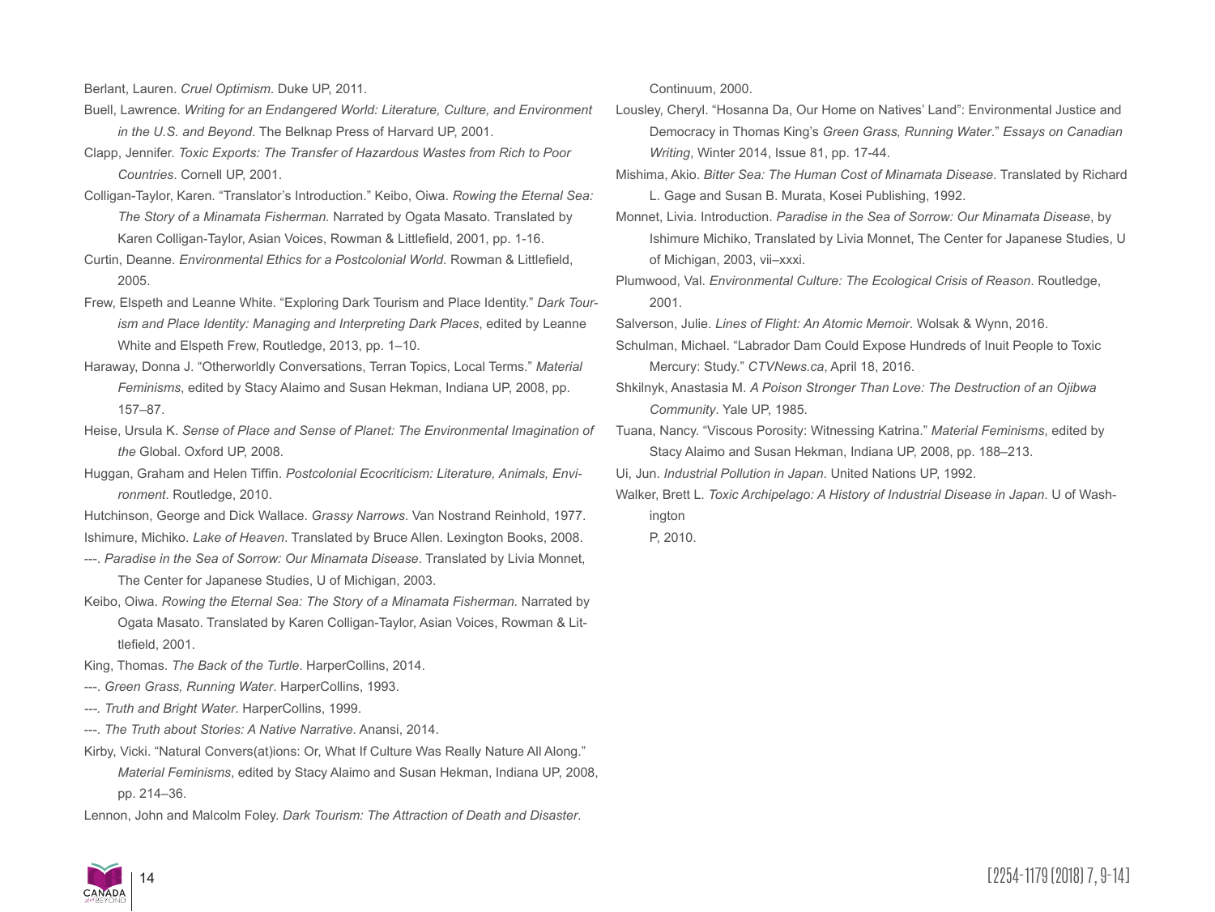Berlant, Lauren. *Cruel Optimism*. Duke UP, 2011.

Buell, Lawrence. *Writing for an Endangered World: Literature, Culture, and Environment in the U.S. and Beyond*. The Belknap Press of Harvard UP, 2001.

Clapp, Jennifer. *Toxic Exports: The Transfer of Hazardous Wastes from Rich to Poor Countries*. Cornell UP, 2001.

Colligan-Taylor, Karen. "Translator's Introduction." Keibo, Oiwa. *Rowing the Eternal Sea: The Story of a Minamata Fisherman.* Narrated by Ogata Masato. Translated by Karen Colligan-Taylor, Asian Voices, Rowman & Littlefield, 2001, pp. 1-16.

Curtin, Deanne. *Environmental Ethics for a Postcolonial World*. Rowman & Littlefield, 2005.

Frew, Elspeth and Leanne White. "Exploring Dark Tourism and Place Identity." *Dark Tourism and Place Identity: Managing and Interpreting Dark Places*, edited by Leanne White and Elspeth Frew, Routledge, 2013, pp. 1–10.

Haraway, Donna J. "Otherworldly Conversations, Terran Topics, Local Terms." *Material Feminisms*, edited by Stacy Alaimo and Susan Hekman, Indiana UP, 2008, pp. 157–87.

Heise, Ursula K. *Sense of Place and Sense of Planet: The Environmental Imagination of the* Global. Oxford UP, 2008.

Huggan, Graham and Helen Tiffin. *Postcolonial Ecocriticism: Literature, Animals, Environment*. Routledge, 2010.

Hutchinson, George and Dick Wallace. *Grassy Narrows*. Van Nostrand Reinhold, 1977.

Ishimure, Michiko. *Lake of Heaven*. Translated by Bruce Allen. Lexington Books, 2008.

---. *Paradise in the Sea of Sorrow: Our Minamata Disease*. Translated by Livia Monnet, The Center for Japanese Studies, U of Michigan, 2003.

Keibo, Oiwa. *Rowing the Eternal Sea: The Story of a Minamata Fisherman.* Narrated by Ogata Masato. Translated by Karen Colligan-Taylor, Asian Voices, Rowman & Littlefield, 2001.

King, Thomas. *The Back of the Turtle*. HarperCollins, 2014.

---. *Green Grass, Running Water*. HarperCollins, 1993.

---. *Truth and Bright Water*. HarperCollins, 1999.

---. *The Truth about Stories: A Native Narrative*. Anansi, 2014.

Kirby, Vicki. "Natural Convers(at)ions: Or, What If Culture Was Really Nature All Along." *Material Feminisms*, edited by Stacy Alaimo and Susan Hekman, Indiana UP, 2008, pp. 214–36.

Lennon, John and Malcolm Foley. *Dark Tourism: The Attraction of Death and Disaster*. Continuum, 2000.

Lousley, Cheryl. "Hosanna Da, Our Home on Natives' Land": Environmental Justice and Democracy in Thomas King's *Green Grass, Running Water*." *Essays on Canadian Writing*, Winter 2014, Issue 81, pp. 17-44.

Mishima, Akio. *Bitter Sea: The Human Cost of Minamata Disease*. Translated by Richard L. Gage and Susan B. Murata, Kosei Publishing, 1992.

Monnet, Livia. Introduction. *Paradise in the Sea of Sorrow: Our Minamata Disease*, by Ishimure Michiko, Translated by Livia Monnet, The Center for Japanese Studies, U of Michigan, 2003, vii–xxxi.

Plumwood, Val. *Environmental Culture: The Ecological Crisis of Reason*. Routledge, 2001.

Salverson, Julie. *Lines of Flight: An Atomic Memoir*. Wolsak & Wynn, 2016.

Schulman, Michael. "Labrador Dam Could Expose Hundreds of Inuit People to Toxic Mercury: Study." *CTVNews.ca*, April 18, 2016.

Shkilnyk, Anastasia M. *A Poison Stronger Than Love: The Destruction of an Ojibwa Community*. Yale UP, 1985.

Tuana, Nancy. "Viscous Porosity: Witnessing Katrina." *Material Feminisms*, edited by Stacy Alaimo and Susan Hekman, Indiana UP, 2008, pp. 188–213.

Ui, Jun. *Industrial Pollution in Japan*. United Nations UP, 1992.

Walker, Brett L. *Toxic Archipelago: A History of Industrial Disease in Japan*. U of Washington P, 2010.